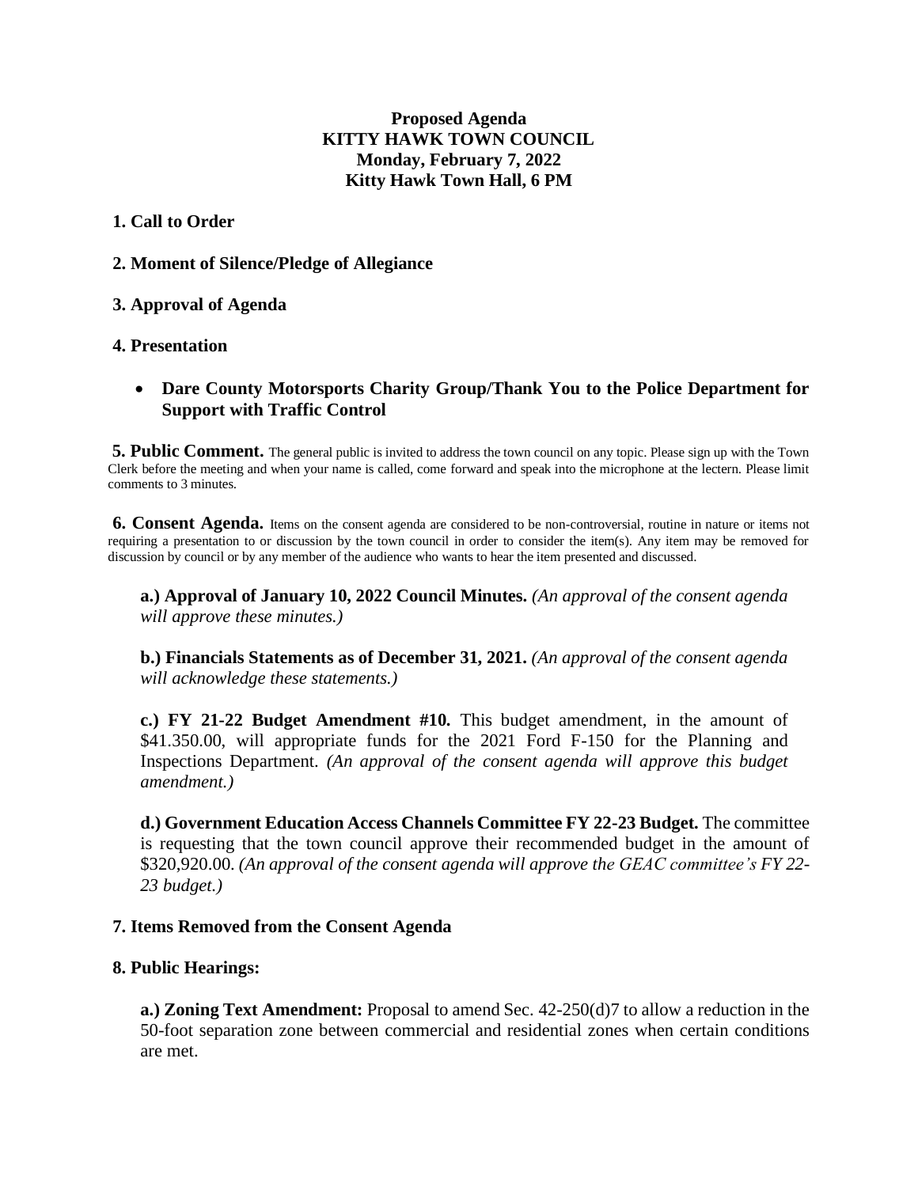**Proposed Agenda**
**KITTY HAWK TOWN COUNCIL**
**Monday, February 7, 2022**
**Kitty Hawk Town Hall, 6 PM**

**1. Call to Order**

**2. Moment of Silence/Pledge of Allegiance**

**3. Approval of Agenda**

**4. Presentation**

- **Dare County Motorsports Charity Group/Thank You to the Police Department for Support with Traffic Control**

**5. Public Comment.** The general public is invited to address the town council on any topic. Please sign up with the Town Clerk before the meeting and when your name is called, come forward and speak into the microphone at the lectern. Please limit comments to 3 minutes.

**6. Consent Agenda.** Items on the consent agenda are considered to be non-controversial, routine in nature or items not requiring a presentation to or discussion by the town council in order to consider the item(s). Any item may be removed for discussion by council or by any member of the audience who wants to hear the item presented and discussed.

**a.) Approval of January 10, 2022 Council Minutes.** *(An approval of the consent agenda will approve these minutes.)*

**b.) Financials Statements as of December 31, 2021.** *(An approval of the consent agenda will acknowledge these statements.)*

**c.) FY 21-22 Budget Amendment #10.** This budget amendment, in the amount of $41.350.00, will appropriate funds for the 2021 Ford F-150 for the Planning and Inspections Department. *(An approval of the consent agenda will approve this budget amendment.)*

**d.) Government Education Access Channels Committee FY 22-23 Budget.** The committee is requesting that the town council approve their recommended budget in the amount of $320,920.00. *(An approval of the consent agenda will approve the GEAC committee's FY 22-23 budget.)*

**7. Items Removed from the Consent Agenda**

**8. Public Hearings:**

**a.) Zoning Text Amendment:** Proposal to amend Sec. 42-250(d)7 to allow a reduction in the 50-foot separation zone between commercial and residential zones when certain conditions are met.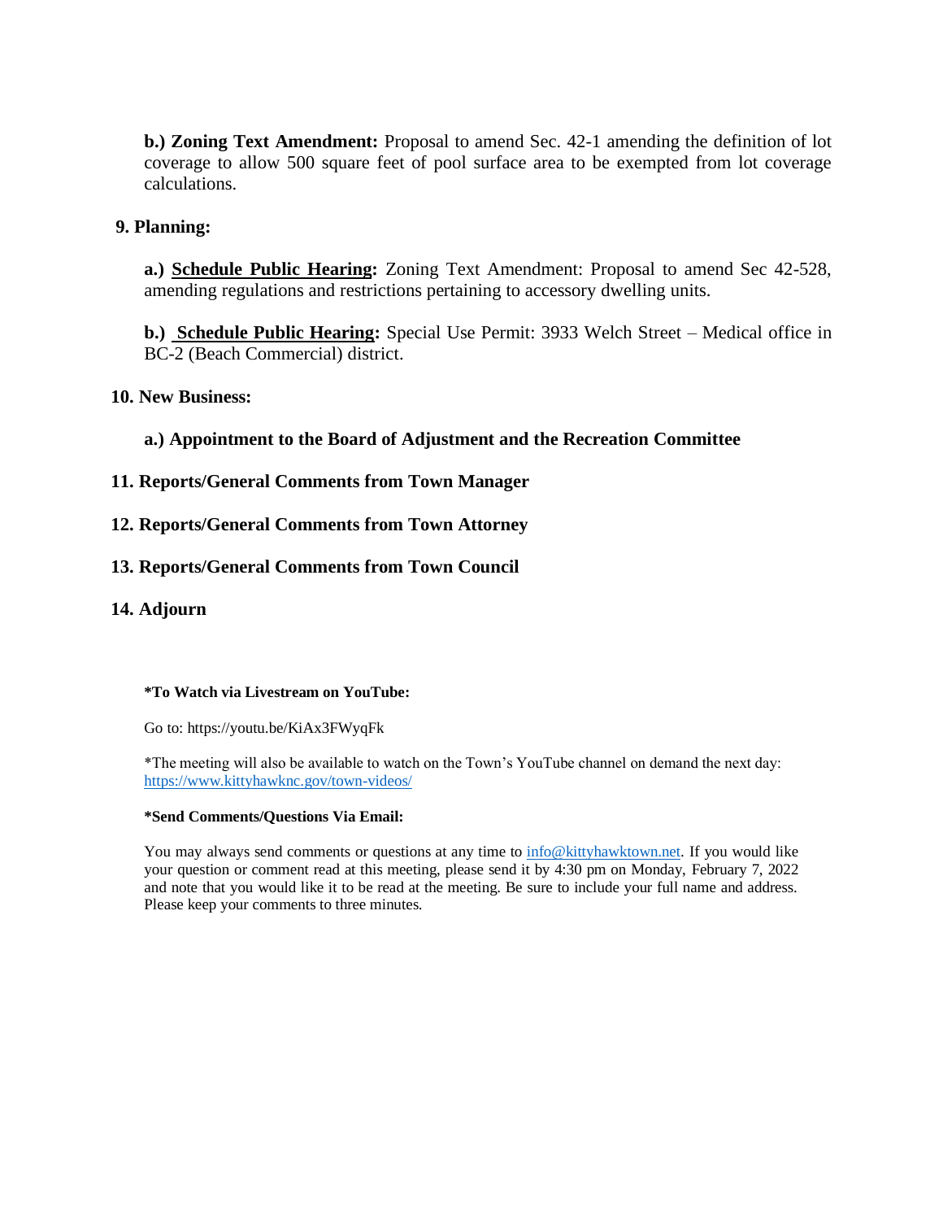**b.) Zoning Text Amendment:** Proposal to amend Sec. 42-1 amending the definition of lot coverage to allow 500 square feet of pool surface area to be exempted from lot coverage calculations.

**9. Planning:**

**a.) Schedule Public Hearing:** Zoning Text Amendment: Proposal to amend Sec 42-528, amending regulations and restrictions pertaining to accessory dwelling units.

**b.) Schedule Public Hearing:** Special Use Permit: 3933 Welch Street – Medical office in BC-2 (Beach Commercial) district.

**10. New Business:**

**a.) Appointment to the Board of Adjustment and the Recreation Committee**

**11. Reports/General Comments from Town Manager**

**12. Reports/General Comments from Town Attorney**

**13. Reports/General Comments from Town Council**

**14. Adjourn**

**\*To Watch via Livestream on YouTube:**

Go to: https://youtu.be/KiAx3FWyqFk

\*The meeting will also be available to watch on the Town's YouTube channel on demand the next day: https://www.kittyhawknc.gov/town-videos/

**\*Send Comments/Questions Via Email:**

You may always send comments or questions at any time to info@kittyhawktown.net. If you would like your question or comment read at this meeting, please send it by 4:30 pm on Monday, February 7, 2022 and note that you would like it to be read at the meeting. Be sure to include your full name and address. Please keep your comments to three minutes.